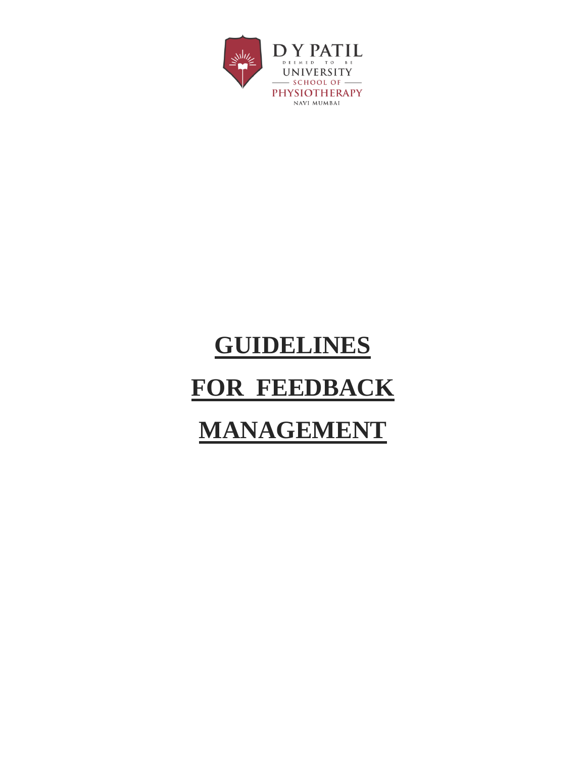D Y PATIL

DEEMED TO BE

UNIVERSITY

SCHOOL OF

PHYSIOTHERAPY

NAVI MUMBAI

# GUIDELINES

# FOR FEEDBACK

# MANAGEMENT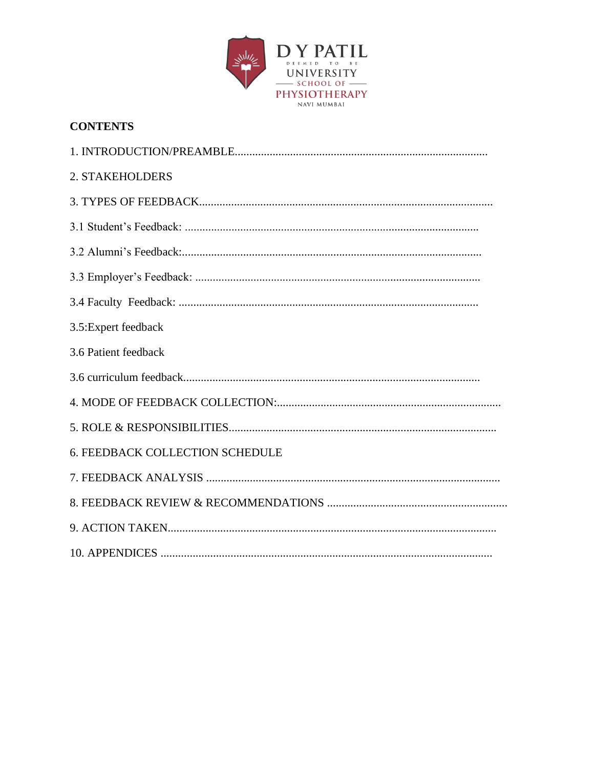D Y PATIL
DEEMED TO BE
UNIVERSITY
SCHOOL OF
PHYSIOTHERAPY
NAVI MUMBAI

**CONTENTS**

1. INTRODUCTION/PREAMBLE......................................................................................

2. STAKEHOLDERS

3. TYPES OF FEEDBACK...................................................................................................

3.1 Student's Feedback: ....................................................................................................

3.2 Alumni's Feedback:......................................................................................................

3.3 Employer's Feedback: .................................................................................................

3.4 Faculty  Feedback: ......................................................................................................

3.5:Expert feedback

3.6 Patient feedback

3.6 curriculum feedback......................................................................................................

4. MODE OF FEEDBACK COLLECTION:............................................................................

5. ROLE & RESPONSIBILITIES...........................................................................................

6. FEEDBACK COLLECTION SCHEDULE

7. FEEDBACK ANALYSIS ....................................................................................................

8. FEEDBACK REVIEW & RECOMMENDATIONS .............................................................

9. ACTION TAKEN................................................................................................................

10. APPENDICES .................................................................................................................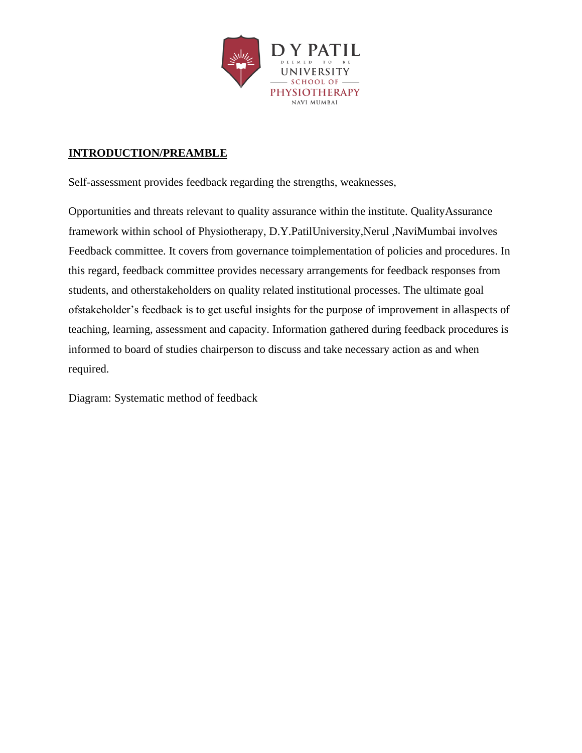## INTRODUCTION/PREAMBLE

Self-assessment provides feedback regarding the strengths, weaknesses,

Opportunities and threats relevant to quality assurance within the institute. QualityAssurance framework within school of Physiotherapy, D.Y.PatilUniversity,Nerul ,NaviMumbai involves Feedback committee. It covers from governance toimplementation of policies and procedures. In this regard, feedback committee provides necessary arrangements for feedback responses from students, and otherstakeholders on quality related institutional processes. The ultimate goal ofstakeholder's feedback is to get useful insights for the purpose of improvement in allaspects of teaching, learning, assessment and capacity. Information gathered during feedback procedures is informed to board of studies chairperson to discuss and take necessary action as and when required.

Diagram: Systematic method of feedback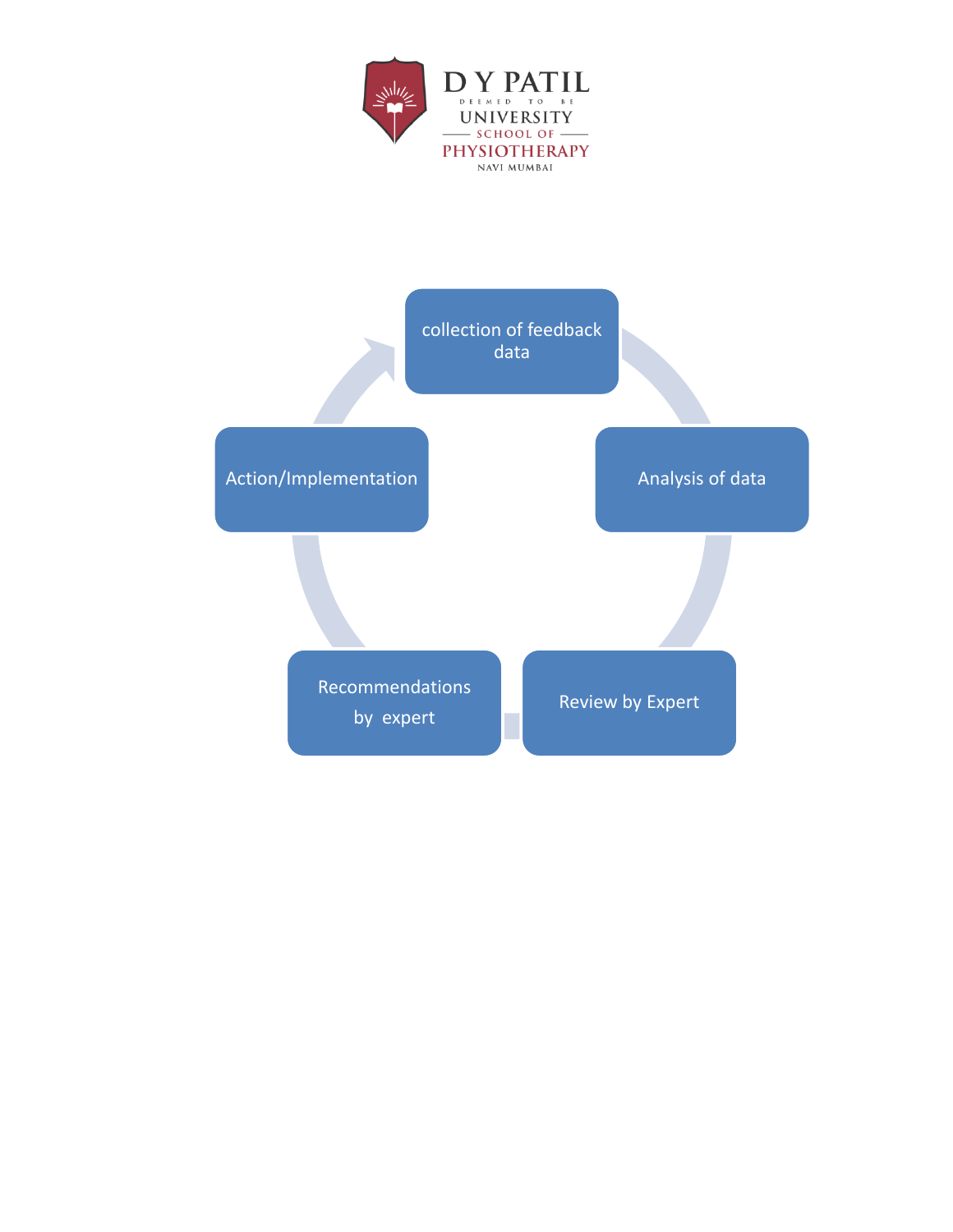collection of feedback data

Analysis of data

Review by Expert

Recommendations by expert

Action/Implementation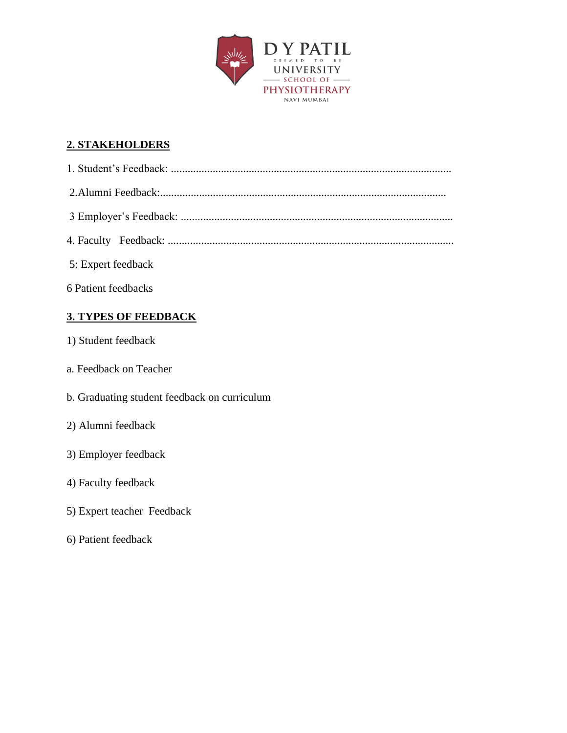## 2. STAKEHOLDERS

1. Student's Feedback: ....................................................................................................

2.Alumni Feedback:.......................................................................................................

3 Employer's Feedback: .................................................................................................

4. Faculty Feedback: ......................................................................................................

5: Expert feedback

6 Patient feedbacks

## 3. TYPES OF FEEDBACK

1) Student feedback

a. Feedback on Teacher

b. Graduating student feedback on curriculum

2) Alumni feedback

3) Employer feedback

4) Faculty feedback

5) Expert teacher Feedback

6) Patient feedback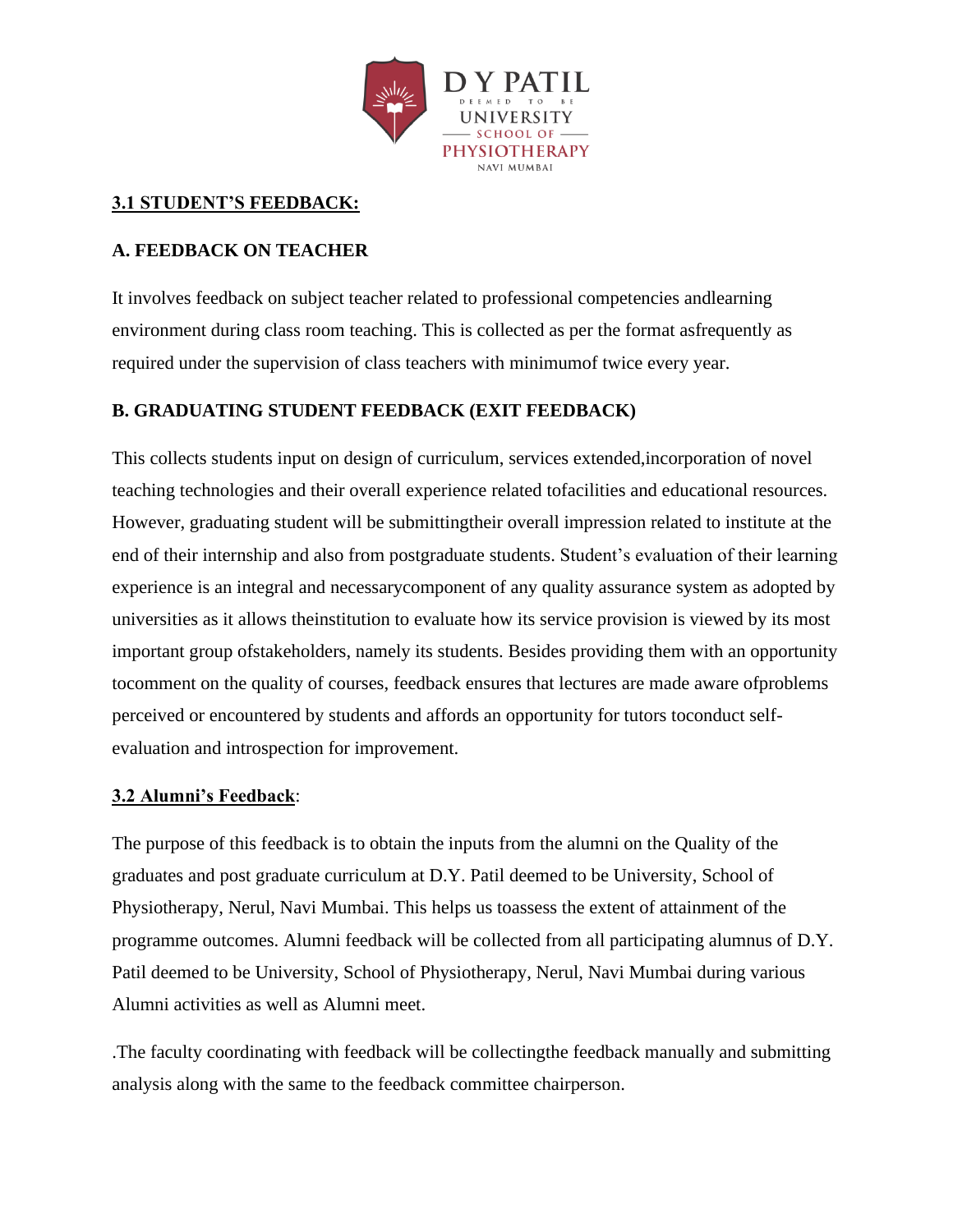## 3.1 STUDENT'S FEEDBACK:

### A. FEEDBACK ON TEACHER

It involves feedback on subject teacher related to professional competencies andlearning environment during class room teaching. This is collected as per the format asfrequently as required under the supervision of class teachers with minimumof twice every year.

### B. GRADUATING STUDENT FEEDBACK (EXIT FEEDBACK)

This collects students input on design of curriculum, services extended,incorporation of novel teaching technologies and their overall experience related tofacilities and educational resources. However, graduating student will be submittingtheir overall impression related to institute at the end of their internship and also from postgraduate students. Student's evaluation of their learning experience is an integral and necessarycomponent of any quality assurance system as adopted by universities as it allows theinstitution to evaluate how its service provision is viewed by its most important group ofstakeholders, namely its students. Besides providing them with an opportunity tocomment on the quality of courses, feedback ensures that lectures are made aware ofproblems perceived or encountered by students and affords an opportunity for tutors toconduct self-evaluation and introspection for improvement.

## 3.2 Alumni's Feedback:

The purpose of this feedback is to obtain the inputs from the alumni on the Quality of the graduates and post graduate curriculum at D.Y. Patil deemed to be University, School of Physiotherapy, Nerul, Navi Mumbai. This helps us toassess the extent of attainment of the programme outcomes. Alumni feedback will be collected from all participating alumnus of D.Y. Patil deemed to be University, School of Physiotherapy, Nerul, Navi Mumbai during various Alumni activities as well as Alumni meet.

.The faculty coordinating with feedback will be collectingthe feedback manually and submitting analysis along with the same to the feedback committee chairperson.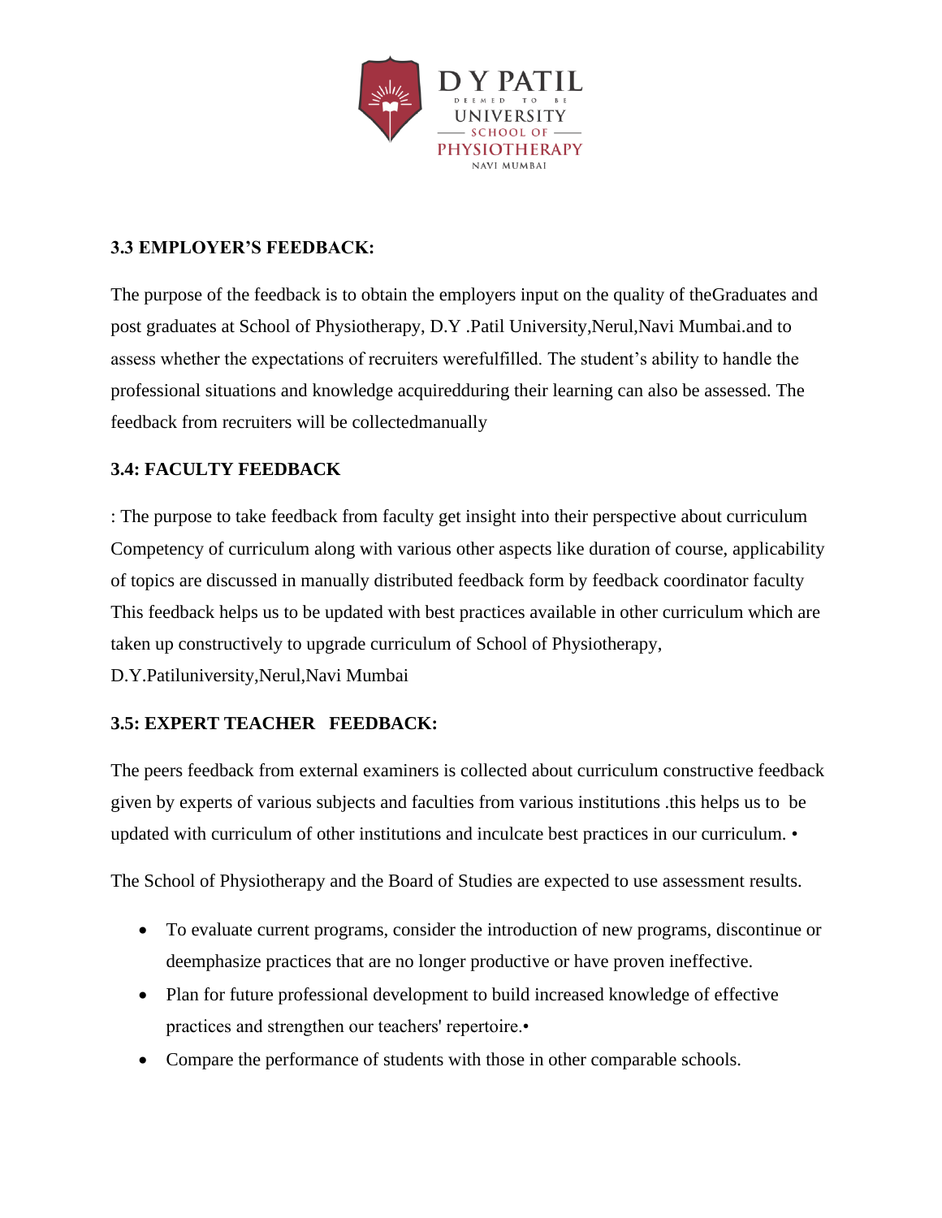### 3.3 EMPLOYER'S FEEDBACK:

The purpose of the feedback is to obtain the employers input on the quality of theGraduates and post graduates at School of Physiotherapy, D.Y .Patil University,Nerul,Navi Mumbai.and to assess whether the expectations of recruiters werefulfilled. The student's ability to handle the professional situations and knowledge acquiredduring their learning can also be assessed. The feedback from recruiters will be collectedmanually

### 3.4: FACULTY FEEDBACK

: The purpose to take feedback from faculty get insight into their perspective about curriculum Competency of curriculum along with various other aspects like duration of course, applicability of topics are discussed in manually distributed feedback form by feedback coordinator faculty This feedback helps us to be updated with best practices available in other curriculum which are taken up constructively to upgrade curriculum of School of Physiotherapy, D.Y.Patiluniversity,Nerul,Navi Mumbai

### 3.5: EXPERT TEACHER FEEDBACK:

The peers feedback from external examiners is collected about curriculum constructive feedback given by experts of various subjects and faculties from various institutions .this helps us to be updated with curriculum of other institutions and inculcate best practices in our curriculum. •

The School of Physiotherapy and the Board of Studies are expected to use assessment results.

- To evaluate current programs, consider the introduction of new programs, discontinue or deemphasize practices that are no longer productive or have proven ineffective.
- Plan for future professional development to build increased knowledge of effective practices and strengthen our teachers' repertoire.•
- Compare the performance of students with those in other comparable schools.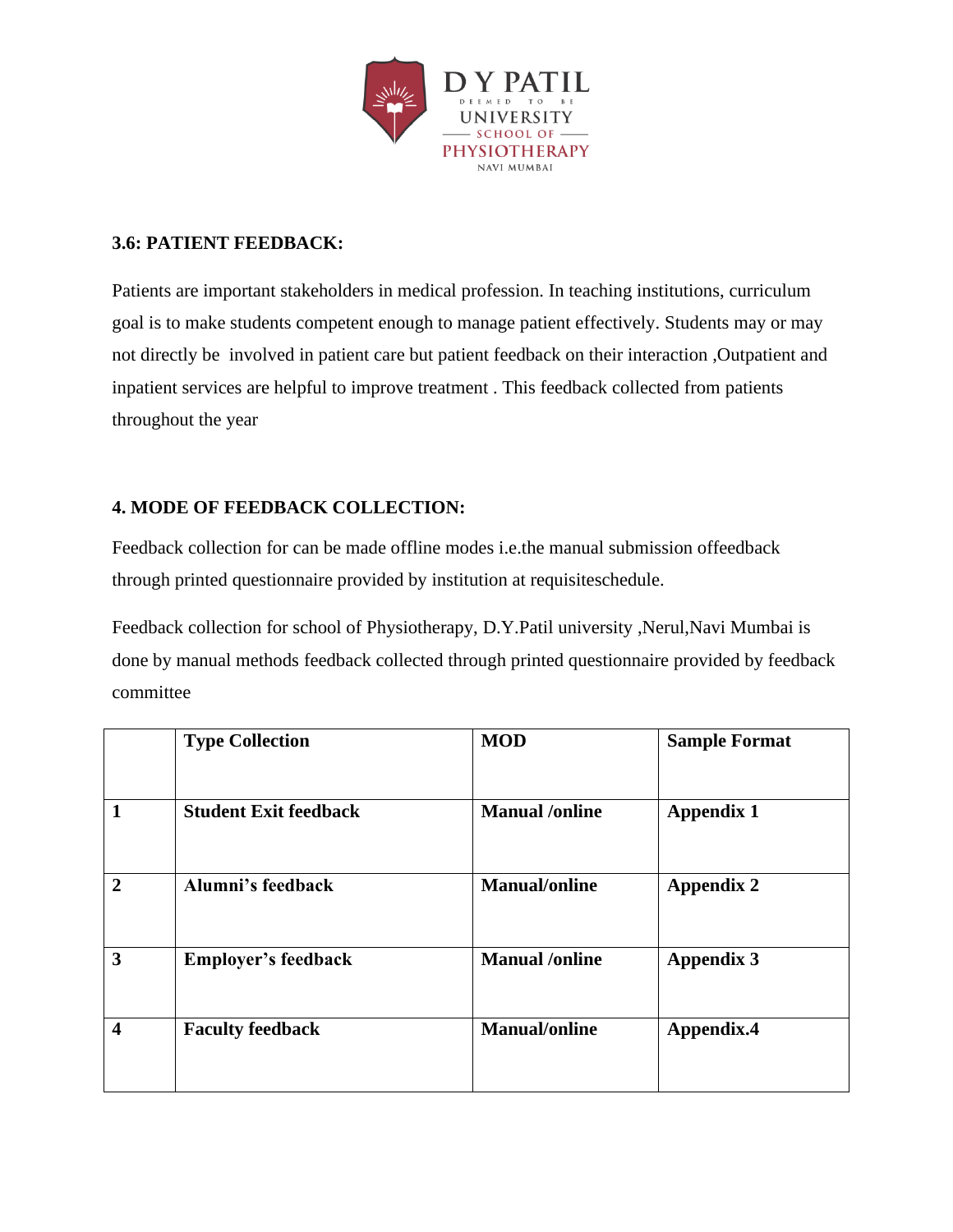### 3.6: PATIENT FEEDBACK:

Patients are important stakeholders in medical profession. In teaching institutions, curriculum goal is to make students competent enough to manage patient effectively. Students may or may not directly be involved in patient care but patient feedback on their interaction ,Outpatient and inpatient services are helpful to improve treatment . This feedback collected from patients throughout the year

## 4. MODE OF FEEDBACK COLLECTION:

Feedback collection for can be made offline modes i.e.the manual submission offeedback through printed questionnaire provided by institution at requisiteschedule.

Feedback collection for school of Physiotherapy, D.Y.Patil university ,Nerul,Navi Mumbai is done by manual methods feedback collected through printed questionnaire provided by feedback committee

| | **Type Collection** | **MOD** | **Sample Format** |
|---|---|---|---|
| **1** | **Student Exit feedback** | **Manual /online** | **Appendix 1** |
| **2** | **Alumni's feedback** | **Manual/online** | **Appendix 2** |
| **3** | **Employer's feedback** | **Manual /online** | **Appendix 3** |
| **4** | **Faculty feedback** | **Manual/online** | **Appendix.4** |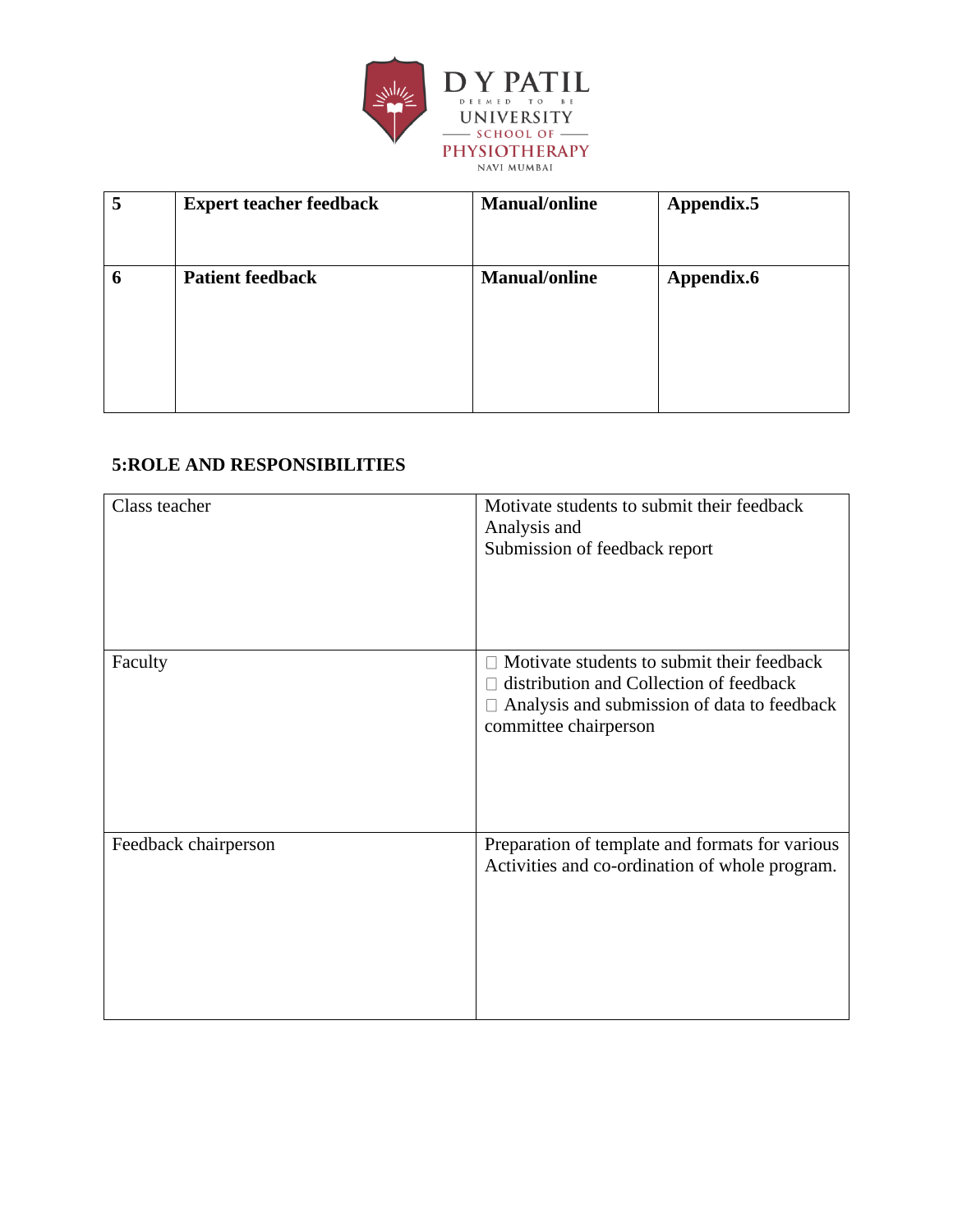| 5 | **Expert teacher feedback** | **Manual/online** | **Appendix.5** |
|---|---|---|---|
| 6 | **Patient feedback** | **Manual/online** | **Appendix.6** |

## 5:ROLE AND RESPONSIBILITIES

| Class teacher | Motivate students to submit their feedback<br>Analysis and<br>Submission of feedback report |
|---|---|
| Faculty | □ Motivate students to submit their feedback<br>□ distribution and Collection of feedback<br>□ Analysis and submission of data to feedback committee chairperson |
| Feedback chairperson | Preparation of template and formats for various Activities and co-ordination of whole program. |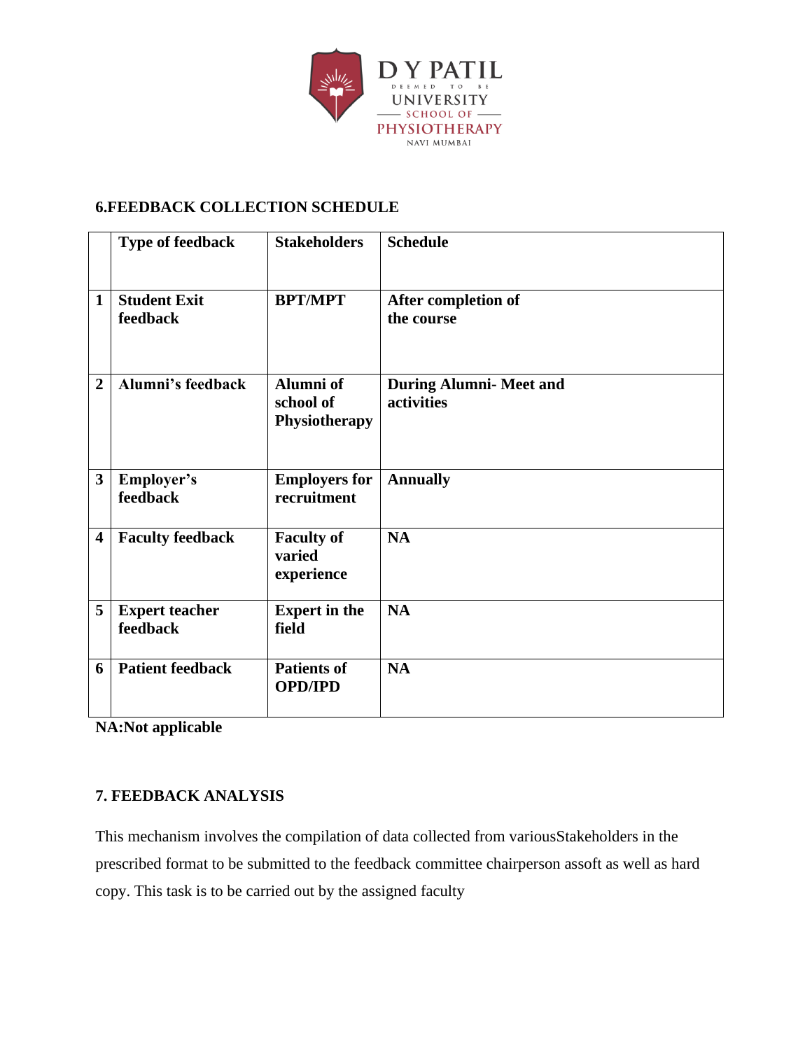## 6.FEEDBACK COLLECTION SCHEDULE

| | Type of feedback | Stakeholders | Schedule |
|---|---|---|---|
| 1 | Student Exit feedback | BPT/MPT | After completion of the course |
| 2 | Alumni's feedback | Alumni of school of Physiotherapy | During Alumni- Meet and activities |
| 3 | Employer's feedback | Employers for recruitment | Annually |
| 4 | Faculty feedback | Faculty of varied experience | NA |
| 5 | Expert teacher feedback | Expert in the field | NA |
| 6 | Patient feedback | Patients of OPD/IPD | NA |

**NA:Not applicable**

## 7. FEEDBACK ANALYSIS

This mechanism involves the compilation of data collected from variousStakeholders in the prescribed format to be submitted to the feedback committee chairperson assoft as well as hard copy. This task is to be carried out by the assigned faculty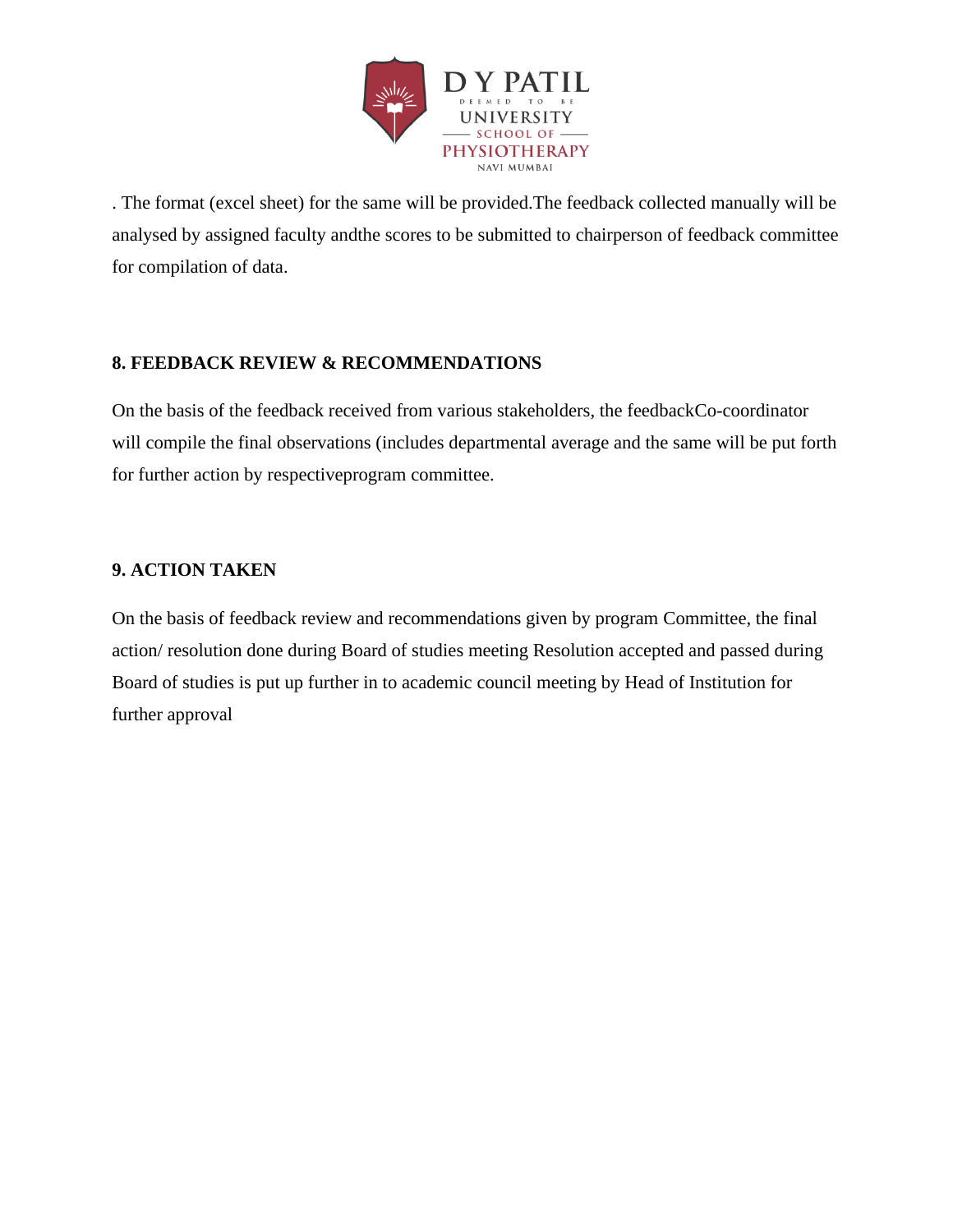. The format (excel sheet) for the same will be provided.The feedback collected manually will be analysed by assigned faculty andthe scores to be submitted to chairperson of feedback committee for compilation of data.

**8. FEEDBACK REVIEW & RECOMMENDATIONS**

On the basis of the feedback received from various stakeholders, the feedbackCo-coordinator will compile the final observations (includes departmental average and the same will be put forth for further action by respectiveprogram committee.

**9. ACTION TAKEN**

On the basis of feedback review and recommendations given by program Committee, the final action/ resolution done during Board of studies meeting Resolution accepted and passed during Board of studies is put up further in to academic council meeting by Head of Institution for further approval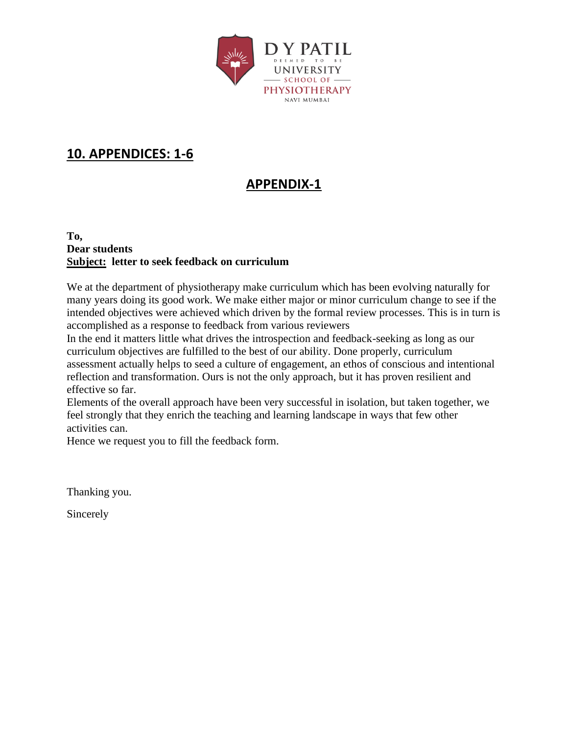## 10. APPENDICES: 1-6

## APPENDIX-1

**To,**
**Dear students**
**Subject: letter to seek feedback on curriculum**

We at the department of physiotherapy make curriculum which has been evolving naturally for many years doing its good work. We make either major or minor curriculum change to see if the intended objectives were achieved which driven by the formal review processes. This is in turn is accomplished as a response to feedback from various reviewers

In the end it matters little what drives the introspection and feedback-seeking as long as our curriculum objectives are fulfilled to the best of our ability. Done properly, curriculum assessment actually helps to seed a culture of engagement, an ethos of conscious and intentional reflection and transformation. Ours is not the only approach, but it has proven resilient and effective so far.

Elements of the overall approach have been very successful in isolation, but taken together, we feel strongly that they enrich the teaching and learning landscape in ways that few other activities can.

Hence we request you to fill the feedback form.

Thanking you.

Sincerely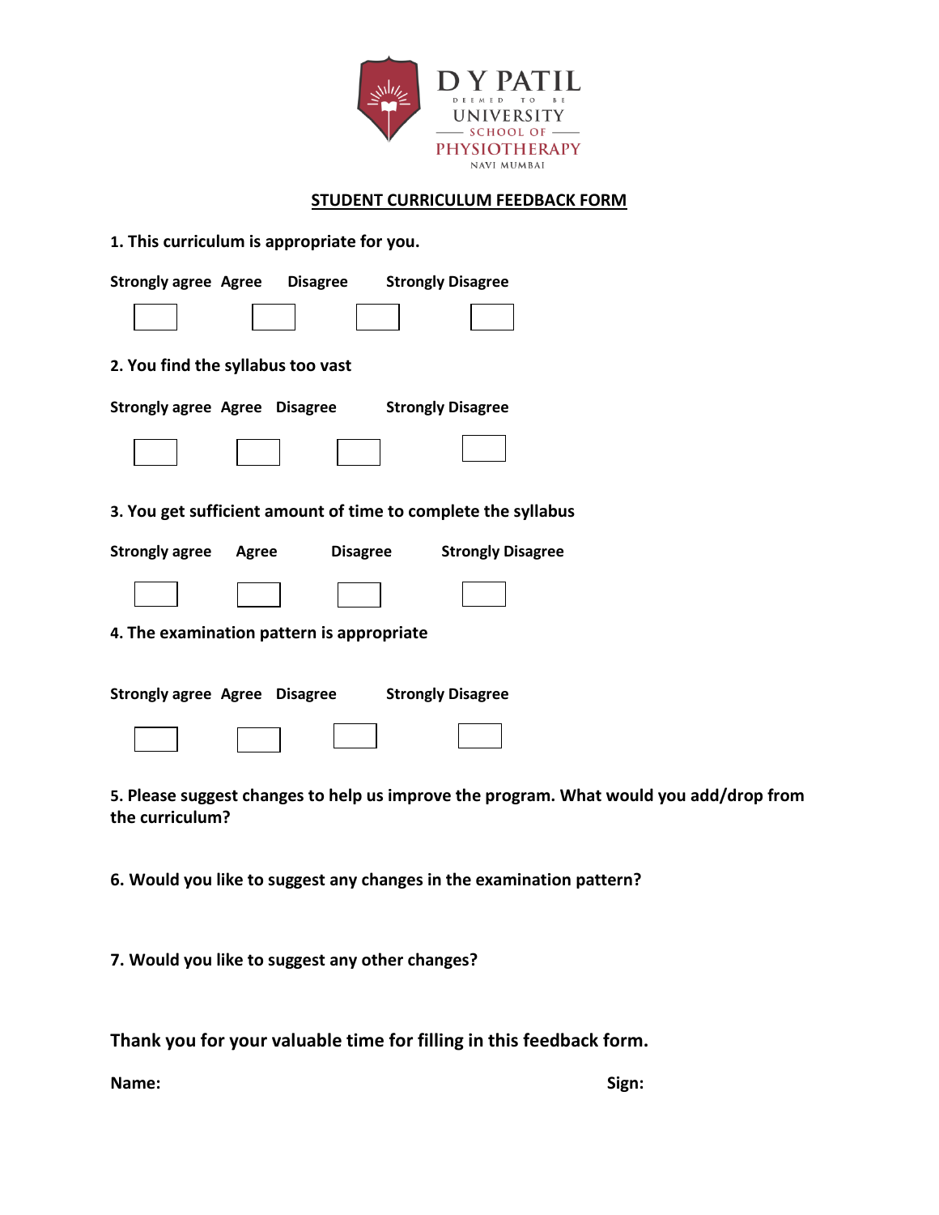D Y PATIL
DEEMED TO BE
UNIVERSITY
SCHOOL OF
PHYSIOTHERAPY
NAVI MUMBAI

# STUDENT CURRICULUM FEEDBACK FORM

**1. This curriculum is appropriate for you.**

| Strongly agree | Agree | Disagree | Strongly Disagree |
|---|---|---|---|
| ☐ | ☐ | ☐ | ☐ |

**2. You find the syllabus too vast**

| Strongly agree | Agree | Disagree | Strongly Disagree |
|---|---|---|---|
| ☐ | ☐ | ☐ | ☐ |

**3. You get sufficient amount of time to complete the syllabus**

| Strongly agree | Agree | Disagree | Strongly Disagree |
|---|---|---|---|
| ☐ | ☐ | ☐ | ☐ |

**4. The examination pattern is appropriate**

| Strongly agree | Agree | Disagree | Strongly Disagree |
|---|---|---|---|
| ☐ | ☐ | ☐ | ☐ |

**5. Please suggest changes to help us improve the program. What would you add/drop from the curriculum?**

**6. Would you like to suggest any changes in the examination pattern?**

**7. Would you like to suggest any other changes?**

**Thank you for your valuable time for filling in this feedback form.**

**Name:** **Sign:**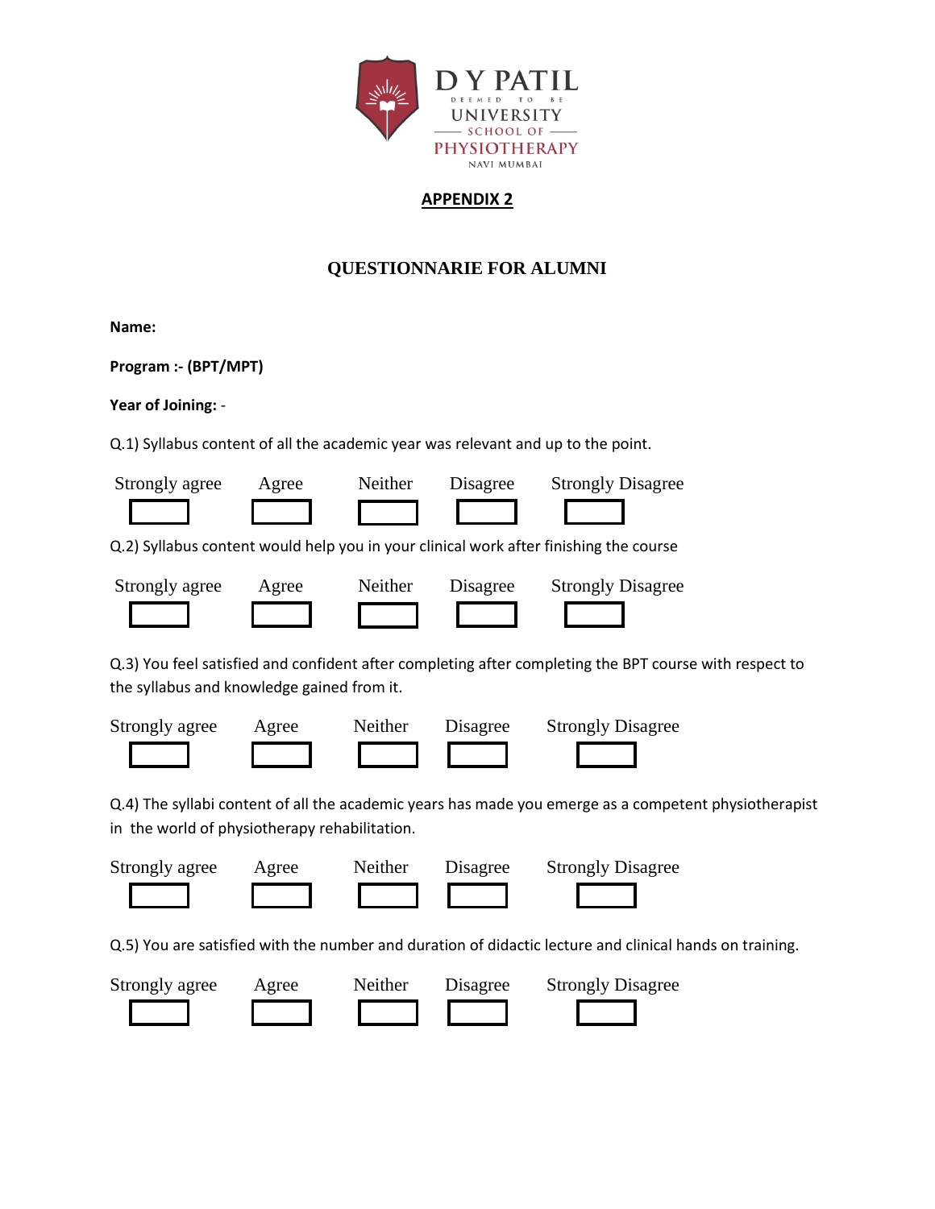D Y PATIL
DEEMED TO BE
UNIVERSITY
SCHOOL OF
PHYSIOTHERAPY
NAVI MUMBAI

**APPENDIX 2**

## QUESTIONNARIE FOR ALUMNI

**Name:**

**Program :- (BPT/MPT)**

**Year of Joining:** -

Q.1) Syllabus content of all the academic year was relevant and up to the point.

| Strongly agree | Agree | Neither | Disagree | Strongly Disagree |
|---|---|---|---|---|
| ☐ | ☐ | ☐ | ☐ | ☐ |

Q.2) Syllabus content would help you in your clinical work after finishing the course

| Strongly agree | Agree | Neither | Disagree | Strongly Disagree |
|---|---|---|---|---|
| ☐ | ☐ | ☐ | ☐ | ☐ |

Q.3) You feel satisfied and confident after completing after completing the BPT course with respect to the syllabus and knowledge gained from it.

| Strongly agree | Agree | Neither | Disagree | Strongly Disagree |
|---|---|---|---|---|
| ☐ | ☐ | ☐ | ☐ | ☐ |

Q.4) The syllabi content of all the academic years has made you emerge as a competent physiotherapist in the world of physiotherapy rehabilitation.

| Strongly agree | Agree | Neither | Disagree | Strongly Disagree |
|---|---|---|---|---|
| ☐ | ☐ | ☐ | ☐ | ☐ |

Q.5) You are satisfied with the number and duration of didactic lecture and clinical hands on training.

| Strongly agree | Agree | Neither | Disagree | Strongly Disagree |
|---|---|---|---|---|
| ☐ | ☐ | ☐ | ☐ | ☐ |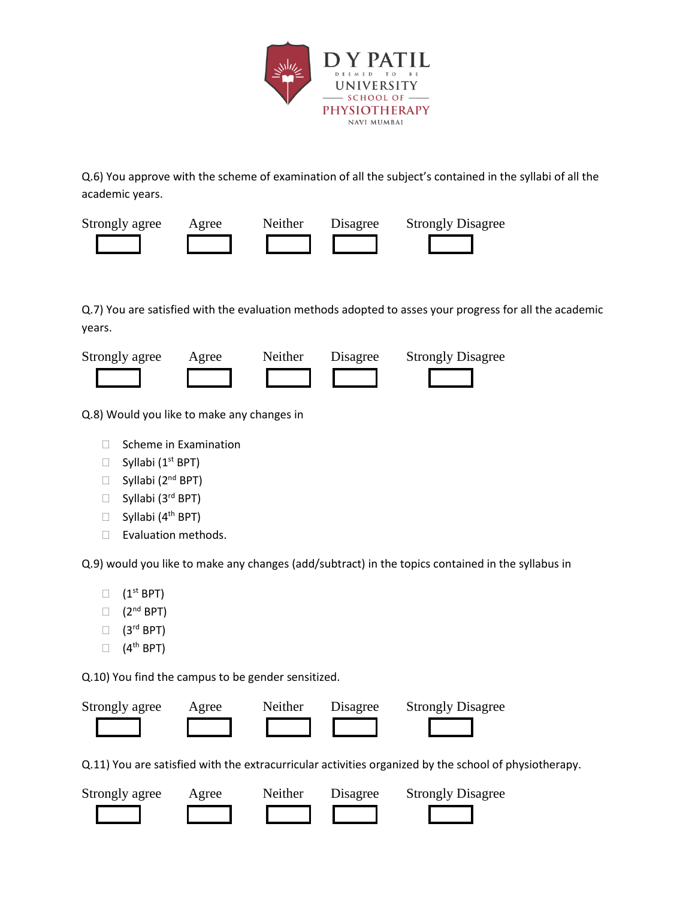Q.6) You approve with the scheme of examination of all the subject's contained in the syllabi of all the academic years.

| Strongly agree | Agree | Neither | Disagree | Strongly Disagree |
|---|---|---|---|---|
| ☐ | ☐ | ☐ | ☐ | ☐ |

Q.7) You are satisfied with the evaluation methods adopted to asses your progress for all the academic years.

| Strongly agree | Agree | Neither | Disagree | Strongly Disagree |
|---|---|---|---|---|
| ☐ | ☐ | ☐ | ☐ | ☐ |

Q.8) Would you like to make any changes in

- ☐ Scheme in Examination
- ☐ Syllabi (1st BPT)
- ☐ Syllabi (2nd BPT)
- ☐ Syllabi (3rd BPT)
- ☐ Syllabi (4th BPT)
- ☐ Evaluation methods.

Q.9) would you like to make any changes (add/subtract) in the topics contained in the syllabus in

- ☐ (1st BPT)
- ☐ (2nd BPT)
- ☐ (3rd BPT)
- ☐ (4th BPT)

Q.10) You find the campus to be gender sensitized.

| Strongly agree | Agree | Neither | Disagree | Strongly Disagree |
|---|---|---|---|---|
| ☐ | ☐ | ☐ | ☐ | ☐ |

Q.11) You are satisfied with the extracurricular activities organized by the school of physiotherapy.

| Strongly agree | Agree | Neither | Disagree | Strongly Disagree |
|---|---|---|---|---|
| ☐ | ☐ | ☐ | ☐ | ☐ |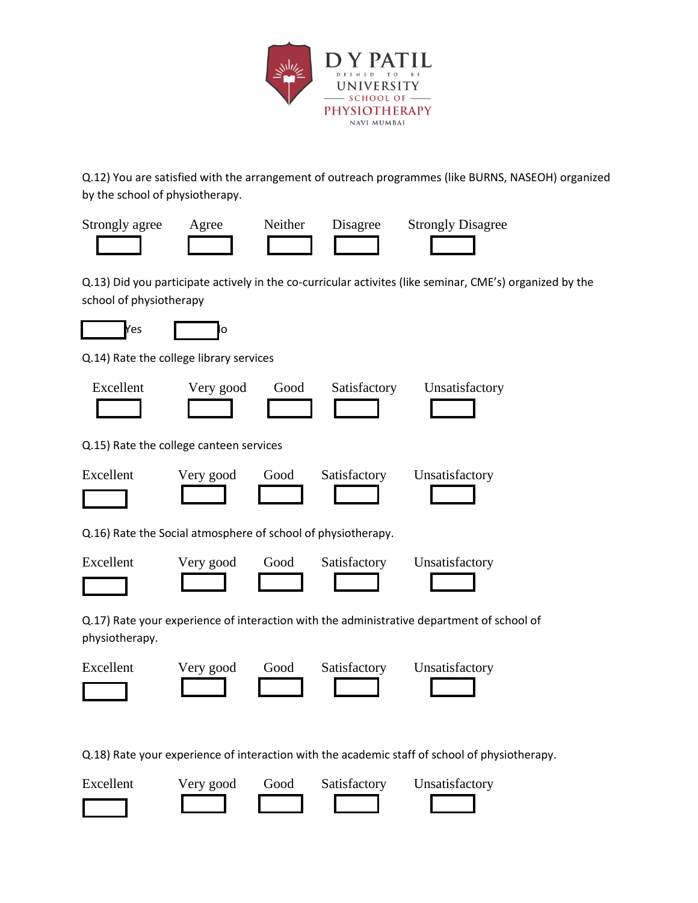Q.12) You are satisfied with the arrangement of outreach programmes (like BURNS, NASEOH) organized by the school of physiotherapy.

| Strongly agree | Agree | Neither | Disagree | Strongly Disagree |
|---|---|---|---|---|
| ☐ | ☐ | ☐ | ☐ | ☐ |

Q.13) Did you participate actively in the co-curricular activites (like seminar, CME's) organized by the school of physiotherapy

☐ Yes ☐ No

Q.14) Rate the college library services

| Excellent | Very good | Good | Satisfactory | Unsatisfactory |
|---|---|---|---|---|
| ☐ | ☐ | ☐ | ☐ | ☐ |

Q.15) Rate the college canteen services

| Excellent | Very good | Good | Satisfactory | Unsatisfactory |
|---|---|---|---|---|
| ☐ | ☐ | ☐ | ☐ | ☐ |

Q.16) Rate the Social atmosphere of school of physiotherapy.

| Excellent | Very good | Good | Satisfactory | Unsatisfactory |
|---|---|---|---|---|
| ☐ | ☐ | ☐ | ☐ | ☐ |

Q.17) Rate your experience of interaction with the administrative department of school of physiotherapy.

| Excellent | Very good | Good | Satisfactory | Unsatisfactory |
|---|---|---|---|---|
| ☐ | ☐ | ☐ | ☐ | ☐ |

Q.18) Rate your experience of interaction with the academic staff of school of physiotherapy.

| Excellent | Very good | Good | Satisfactory | Unsatisfactory |
|---|---|---|---|---|
| ☐ | ☐ | ☐ | ☐ | ☐ |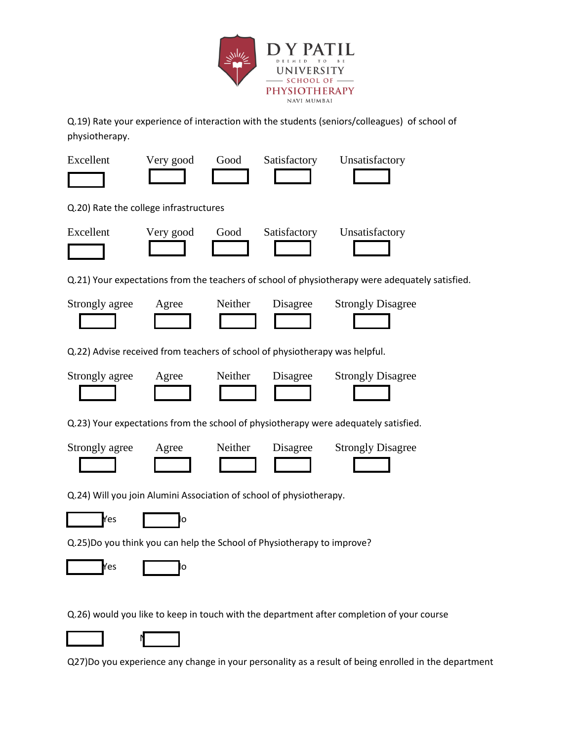D Y PATIL
DEEMED TO BE
UNIVERSITY
SCHOOL OF
PHYSIOTHERAPY
NAVI MUMBAI

Q.19) Rate your experience of interaction with the students (seniors/colleagues) of school of physiotherapy.

Excellent ☐ Very good ☐ Good ☐ Satisfactory ☐ Unsatisfactory ☐

Q.20) Rate the college infrastructures

Excellent ☐ Very good ☐ Good ☐ Satisfactory ☐ Unsatisfactory ☐

Q.21) Your expectations from the teachers of school of physiotherapy were adequately satisfied.

Strongly agree ☐ Agree ☐ Neither ☐ Disagree ☐ Strongly Disagree ☐

Q.22) Advise received from teachers of school of physiotherapy was helpful.

Strongly agree ☐ Agree ☐ Neither ☐ Disagree ☐ Strongly Disagree ☐

Q.23) Your expectations from the school of physiotherapy were adequately satisfied.

Strongly agree ☐ Agree ☐ Neither ☐ Disagree ☐ Strongly Disagree ☐

Q.24) Will you join Alumini Association of school of physiotherapy.

☐ Yes ☐ No

Q.25)Do you think you can help the School of Physiotherapy to improve?

☐ Yes ☐ No

Q.26) would you like to keep in touch with the department after completion of your course

☐ ☐ N

Q27)Do you experience any change in your personality as a result of being enrolled in the department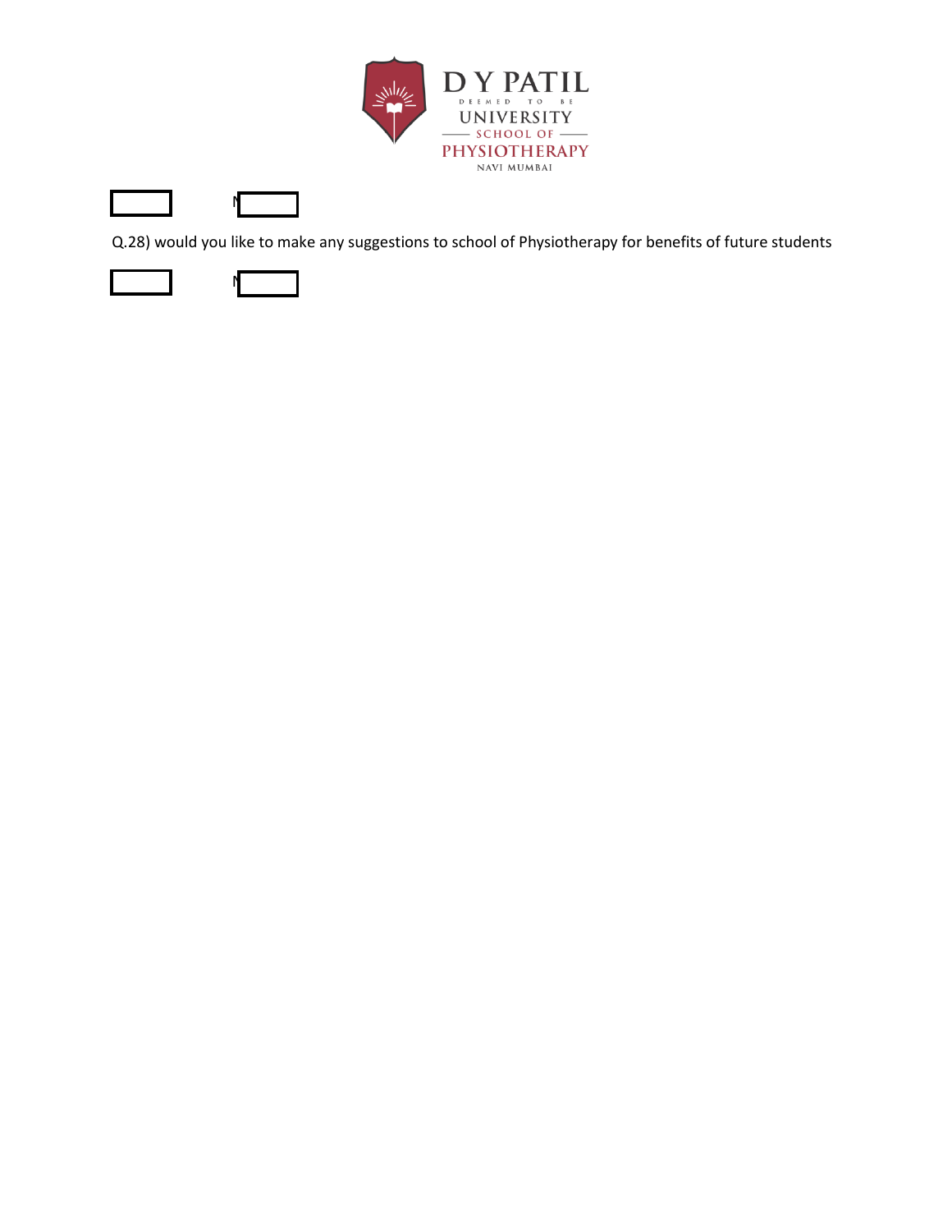D Y PATIL
DEEMED TO BE
UNIVERSITY
SCHOOL OF
PHYSIOTHERAPY
NAVI MUMBAI

☐ N☐

Q.28) would you like to make any suggestions to school of Physiotherapy for benefits of future students

☐ N☐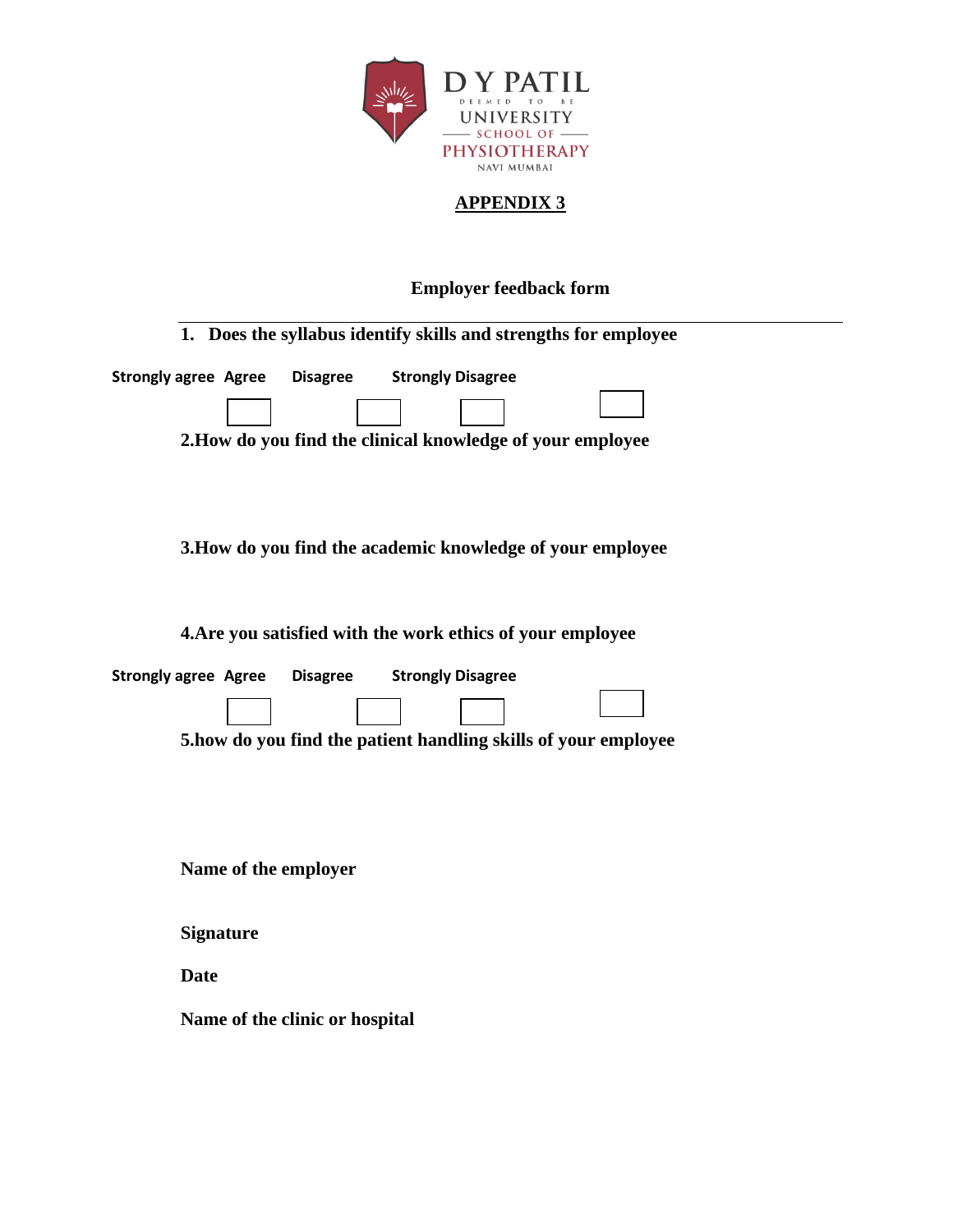D Y PATIL
DEEMED TO BE
UNIVERSITY
SCHOOL OF
PHYSIOTHERAPY
NAVI MUMBAI

## APPENDIX 3

### Employer feedback form

---

**1. Does the syllabus identify skills and strengths for employee**

**Strongly agree Agree Disagree Strongly Disagree**

☐ ☐ ☐ ☐

**2.How do you find the clinical knowledge of your employee**

**3.How do you find the academic knowledge of your employee**

**4.Are you satisfied with the work ethics of your employee**

**Strongly agree Agree Disagree Strongly Disagree**

☐ ☐ ☐ ☐

**5.how do you find the patient handling skills of your employee**

**Name of the employer**

**Signature**

**Date**

**Name of the clinic or hospital**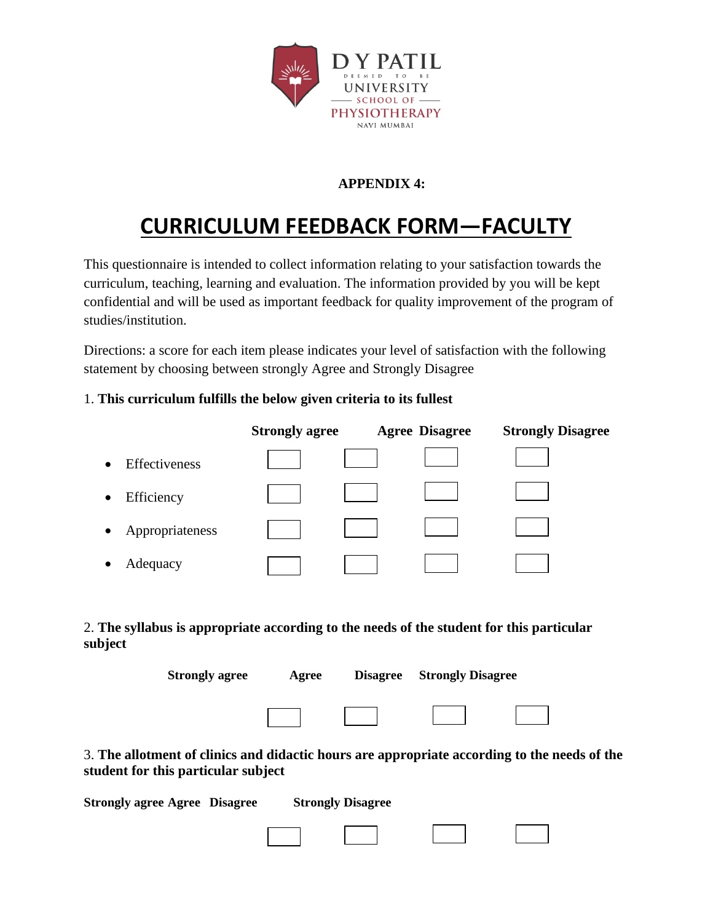D Y PATIL
DEEMED TO BE
UNIVERSITY
SCHOOL OF
PHYSIOTHERAPY
NAVI MUMBAI

**APPENDIX 4:**

# CURRICULUM FEEDBACK FORM—FACULTY

This questionnaire is intended to collect information relating to your satisfaction towards the curriculum, teaching, learning and evaluation. The information provided by you will be kept confidential and will be used as important feedback for quality improvement of the program of studies/institution.

Directions: a score for each item please indicates your level of satisfaction with the following statement by choosing between strongly Agree and Strongly Disagree

1. **This curriculum fulfills the below given criteria to its fullest**

| | Strongly agree | Agree | Disagree | Strongly Disagree |
|---|---|---|---|---|
| • Effectiveness | ☐ | ☐ | ☐ | ☐ |
| • Efficiency | ☐ | ☐ | ☐ | ☐ |
| • Appropriateness | ☐ | ☐ | ☐ | ☐ |
| • Adequacy | ☐ | ☐ | ☐ | ☐ |

2. **The syllabus is appropriate according to the needs of the student for this particular subject**

| Strongly agree | Agree | Disagree | Strongly Disagree |
|---|---|---|---|
| ☐ | ☐ | ☐ | ☐ |

3. **The allotment of clinics and didactic hours are appropriate according to the needs of the student for this particular subject**

| Strongly agree | Agree | Disagree | Strongly Disagree |
|---|---|---|---|
| ☐ | ☐ | ☐ | ☐ |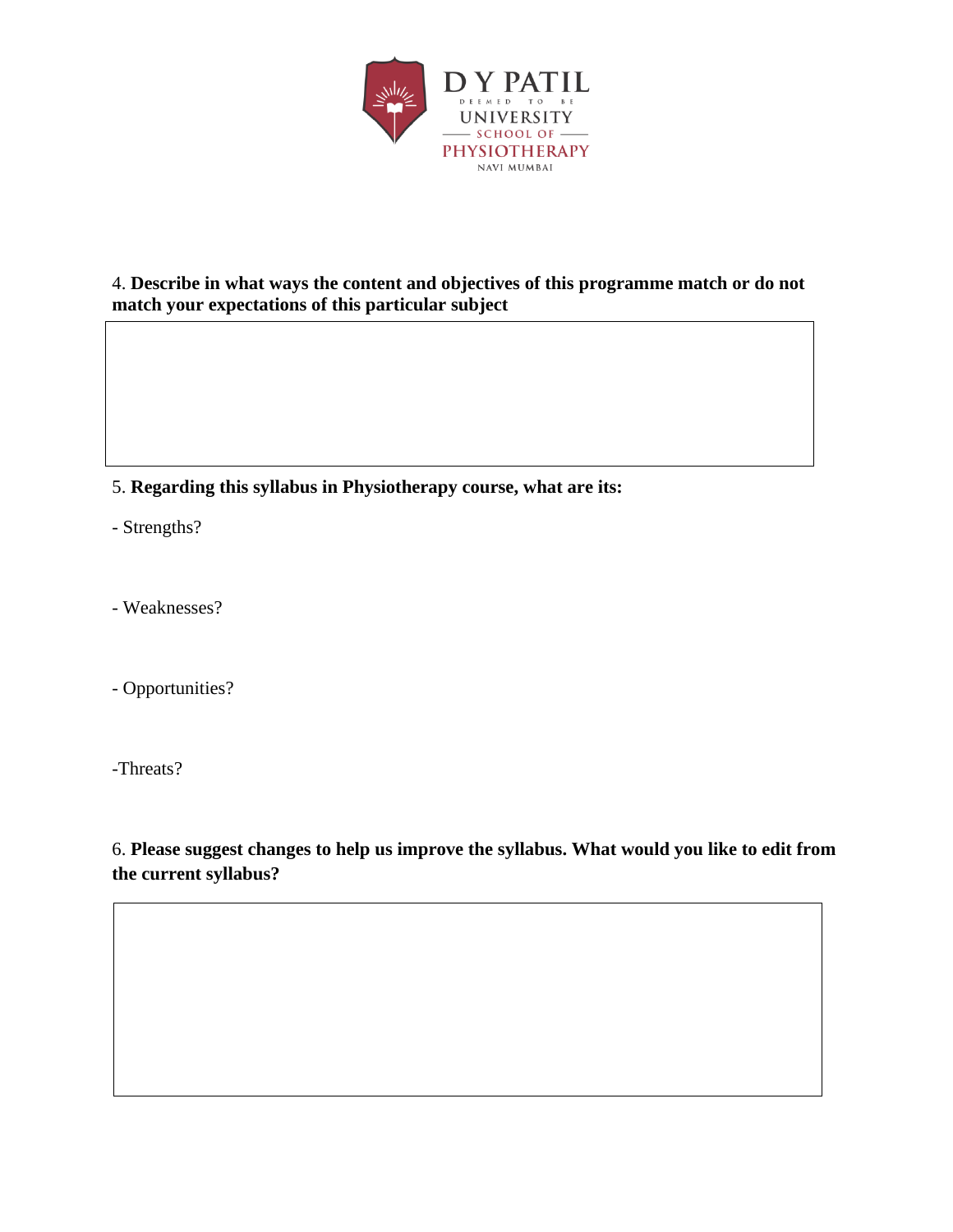4. **Describe in what ways the content and objectives of this programme match or do not match your expectations of this particular subject**

5. **Regarding this syllabus in Physiotherapy course, what are its:**

- Strengths?

- Weaknesses?

- Opportunities?

-Threats?

6. **Please suggest changes to help us improve the syllabus. What would you like to edit from the current syllabus?**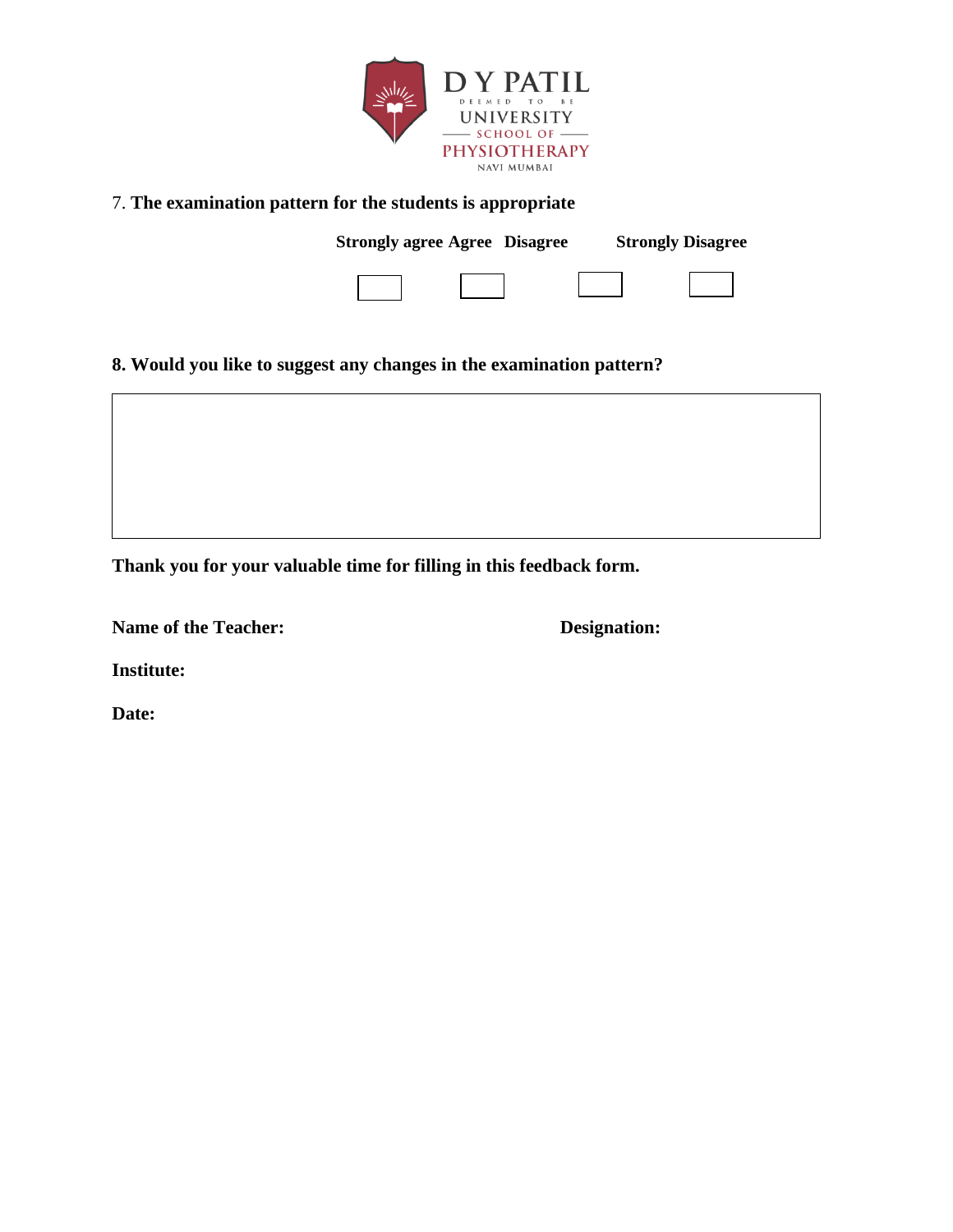D Y PATIL
DEEMED TO BE
UNIVERSITY
SCHOOL OF
PHYSIOTHERAPY
NAVI MUMBAI

7. **The examination pattern for the students is appropriate**

| **Strongly agree** | **Agree** | **Disagree** | **Strongly Disagree** |
|---|---|---|---|
| ☐ | ☐ | ☐ | ☐ |

**8. Would you like to suggest any changes in the examination pattern?**

| |
|---|
| |

**Thank you for your valuable time for filling in this feedback form.**

**Name of the Teacher:** **Designation:**

**Institute:**

**Date:**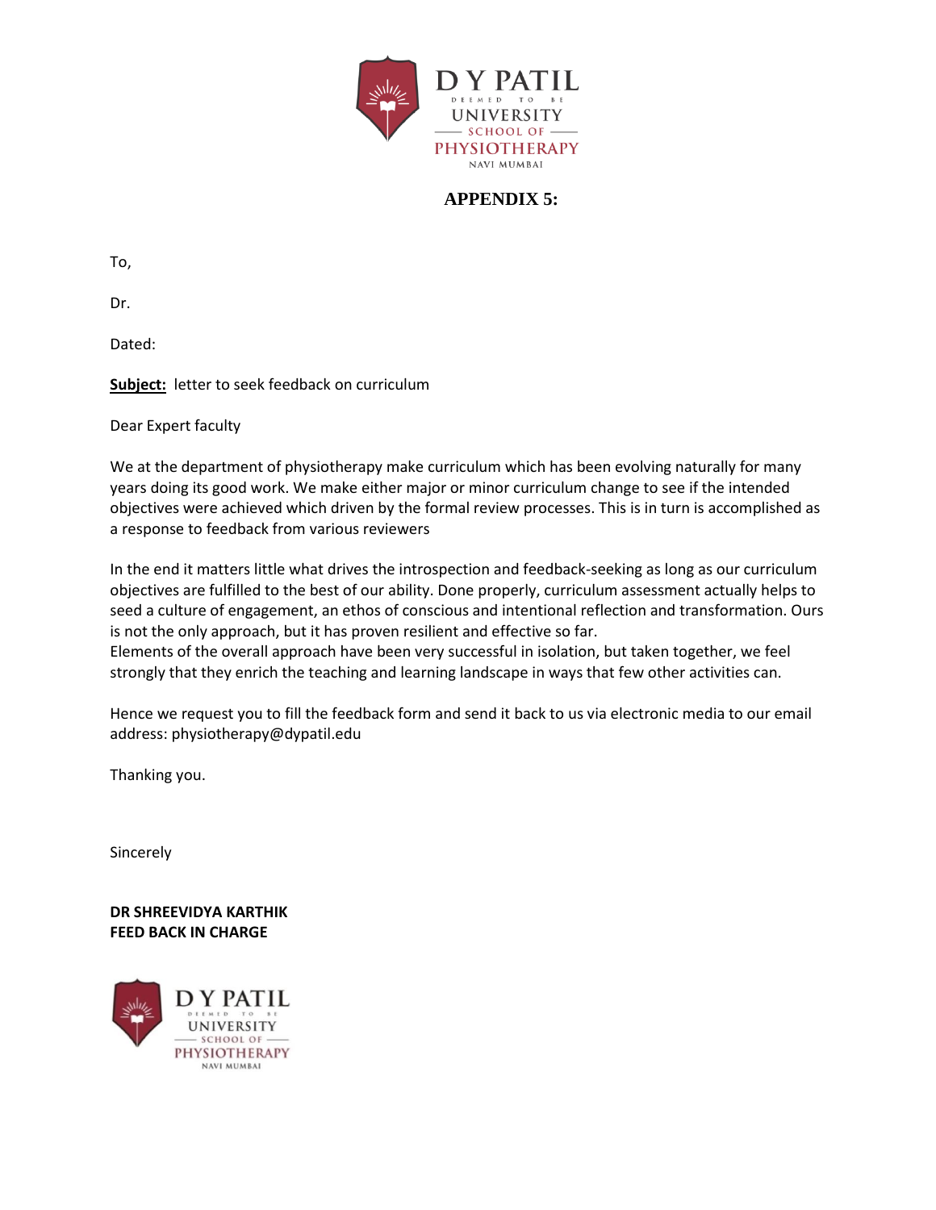D Y PATIL
DEEMED TO BE
UNIVERSITY
SCHOOL OF
PHYSIOTHERAPY
NAVI MUMBAI

## APPENDIX 5:

To,

Dr.

Dated:

**Subject:** letter to seek feedback on curriculum

Dear Expert faculty

We at the department of physiotherapy make curriculum which has been evolving naturally for many years doing its good work. We make either major or minor curriculum change to see if the intended objectives were achieved which driven by the formal review processes. This is in turn is accomplished as a response to feedback from various reviewers

In the end it matters little what drives the introspection and feedback-seeking as long as our curriculum objectives are fulfilled to the best of our ability. Done properly, curriculum assessment actually helps to seed a culture of engagement, an ethos of conscious and intentional reflection and transformation. Ours is not the only approach, but it has proven resilient and effective so far.
Elements of the overall approach have been very successful in isolation, but taken together, we feel strongly that they enrich the teaching and learning landscape in ways that few other activities can.

Hence we request you to fill the feedback form and send it back to us via electronic media to our email address: physiotherapy@dypatil.edu

Thanking you.

Sincerely

**DR SHREEVIDYA KARTHIK**
**FEED BACK IN CHARGE**

D Y PATIL
DEEMED TO BE
UNIVERSITY
SCHOOL OF
PHYSIOTHERAPY
NAVI MUMBAI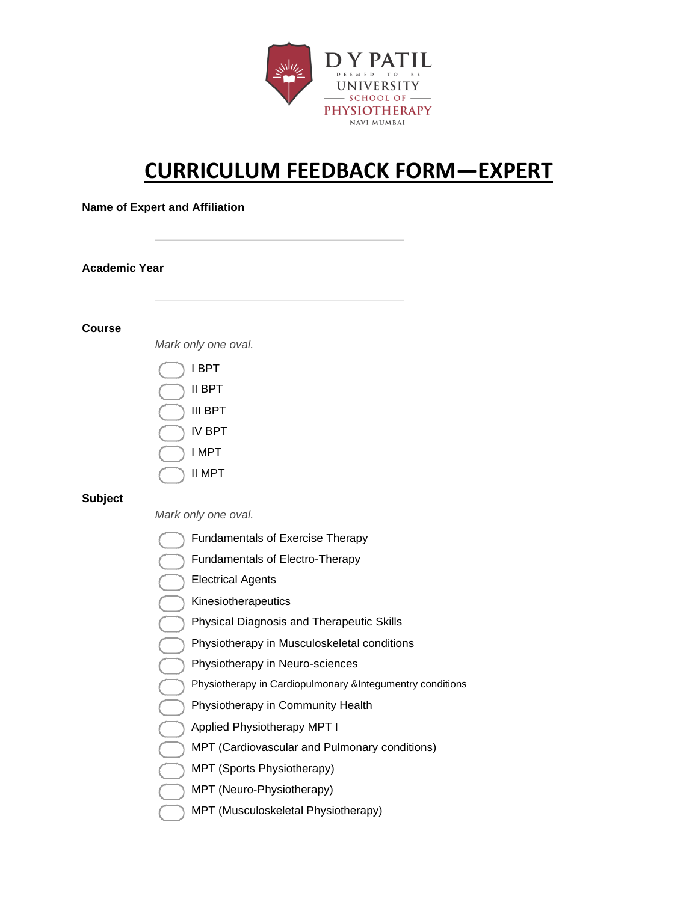D Y PATIL
DEEMED TO BE
UNIVERSITY
SCHOOL OF
PHYSIOTHERAPY
NAVI MUMBAI

# CURRICULUM FEEDBACK FORM—EXPERT

**Name of Expert and Affiliation**

\_\_\_\_\_\_\_\_\_\_\_\_\_\_\_\_\_\_\_\_\_\_\_\_\_\_\_\_\_\_\_\_\_\_\_\_\_\_\_\_

**Academic Year**

\_\_\_\_\_\_\_\_\_\_\_\_\_\_\_\_\_\_\_\_\_\_\_\_\_\_\_\_\_\_\_\_\_\_\_\_\_\_\_\_

**Course**

*Mark only one oval.*

- ◯ I BPT
- ◯ II BPT
- ◯ III BPT
- ◯ IV BPT
- ◯ I MPT
- ◯ II MPT

**Subject**

*Mark only one oval.*

- ◯ Fundamentals of Exercise Therapy
- ◯ Fundamentals of Electro-Therapy
- ◯ Electrical Agents
- ◯ Kinesiotherapeutics
- ◯ Physical Diagnosis and Therapeutic Skills
- ◯ Physiotherapy in Musculoskeletal conditions
- ◯ Physiotherapy in Neuro-sciences
- ◯ Physiotherapy in Cardiopulmonary &Integumentry conditions
- ◯ Physiotherapy in Community Health
- ◯ Applied Physiotherapy MPT I
- ◯ MPT (Cardiovascular and Pulmonary conditions)
- ◯ MPT (Sports Physiotherapy)
- ◯ MPT (Neuro-Physiotherapy)
- ◯ MPT (Musculoskeletal Physiotherapy)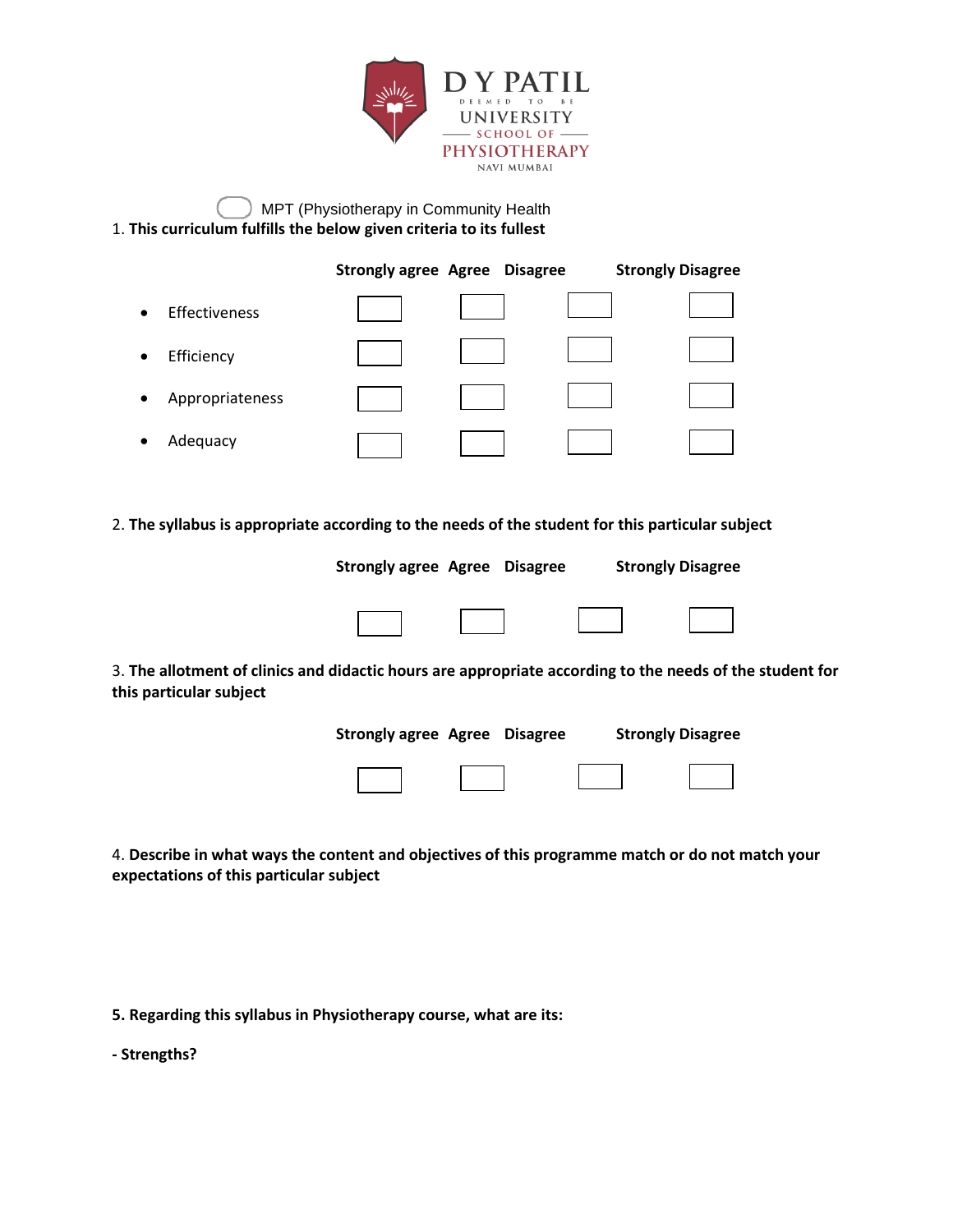D Y PATIL
DEEMED TO BE
UNIVERSITY
SCHOOL OF
PHYSIOTHERAPY
NAVI MUMBAI

☐ MPT (Physiotherapy in Community Health

1. **This curriculum fulfills the below given criteria to its fullest**

| | Strongly agree | Agree | Disagree | Strongly Disagree |
|---|---|---|---|---|
| • Effectiveness | ☐ | ☐ | ☐ | ☐ |
| • Efficiency | ☐ | ☐ | ☐ | ☐ |
| • Appropriateness | ☐ | ☐ | ☐ | ☐ |
| • Adequacy | ☐ | ☐ | ☐ | ☐ |

2. **The syllabus is appropriate according to the needs of the student for this particular subject**

| Strongly agree | Agree | Disagree | Strongly Disagree |
|---|---|---|---|
| ☐ | ☐ | ☐ | ☐ |

3. **The allotment of clinics and didactic hours are appropriate according to the needs of the student for this particular subject**

| Strongly agree | Agree | Disagree | Strongly Disagree |
|---|---|---|---|
| ☐ | ☐ | ☐ | ☐ |

4. **Describe in what ways the content and objectives of this programme match or do not match your expectations of this particular subject**

**5. Regarding this syllabus in Physiotherapy course, what are its:**

**- Strengths?**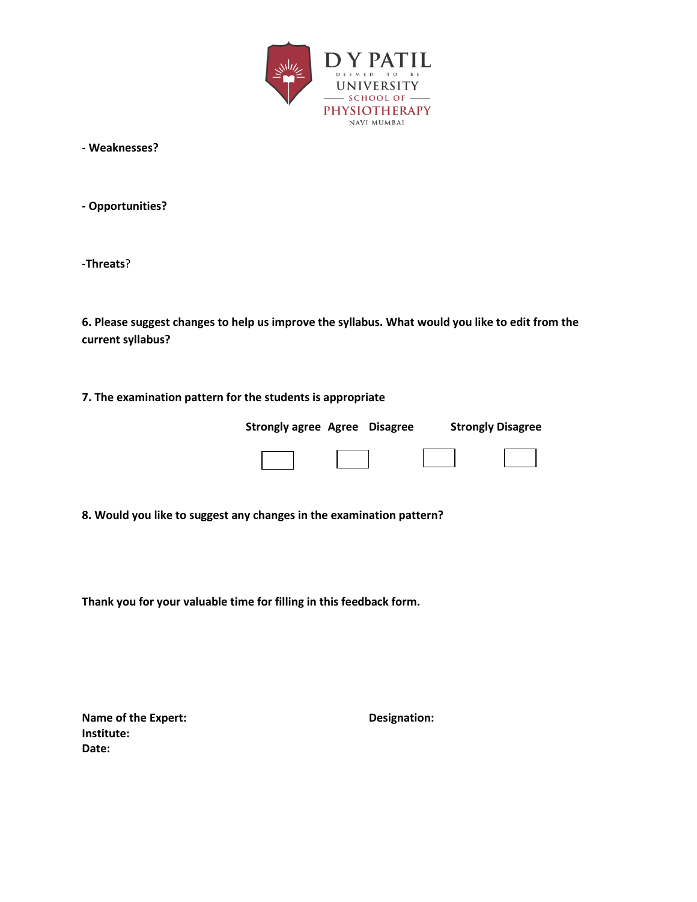D Y PATIL
DEEMED TO BE
UNIVERSITY
SCHOOL OF
PHYSIOTHERAPY
NAVI MUMBAI

**- Weaknesses?**

**- Opportunities?**

**-Threats**?

**6. Please suggest changes to help us improve the syllabus. What would you like to edit from the current syllabus?**

**7. The examination pattern for the students is appropriate**

| Strongly agree | Agree | Disagree | Strongly Disagree |
|---|---|---|---|
| ☐ | ☐ | ☐ | ☐ |

**8. Would you like to suggest any changes in the examination pattern?**

**Thank you for your valuable time for filling in this feedback form.**

**Name of the Expert:** **Designation:**
**Institute:**
**Date:**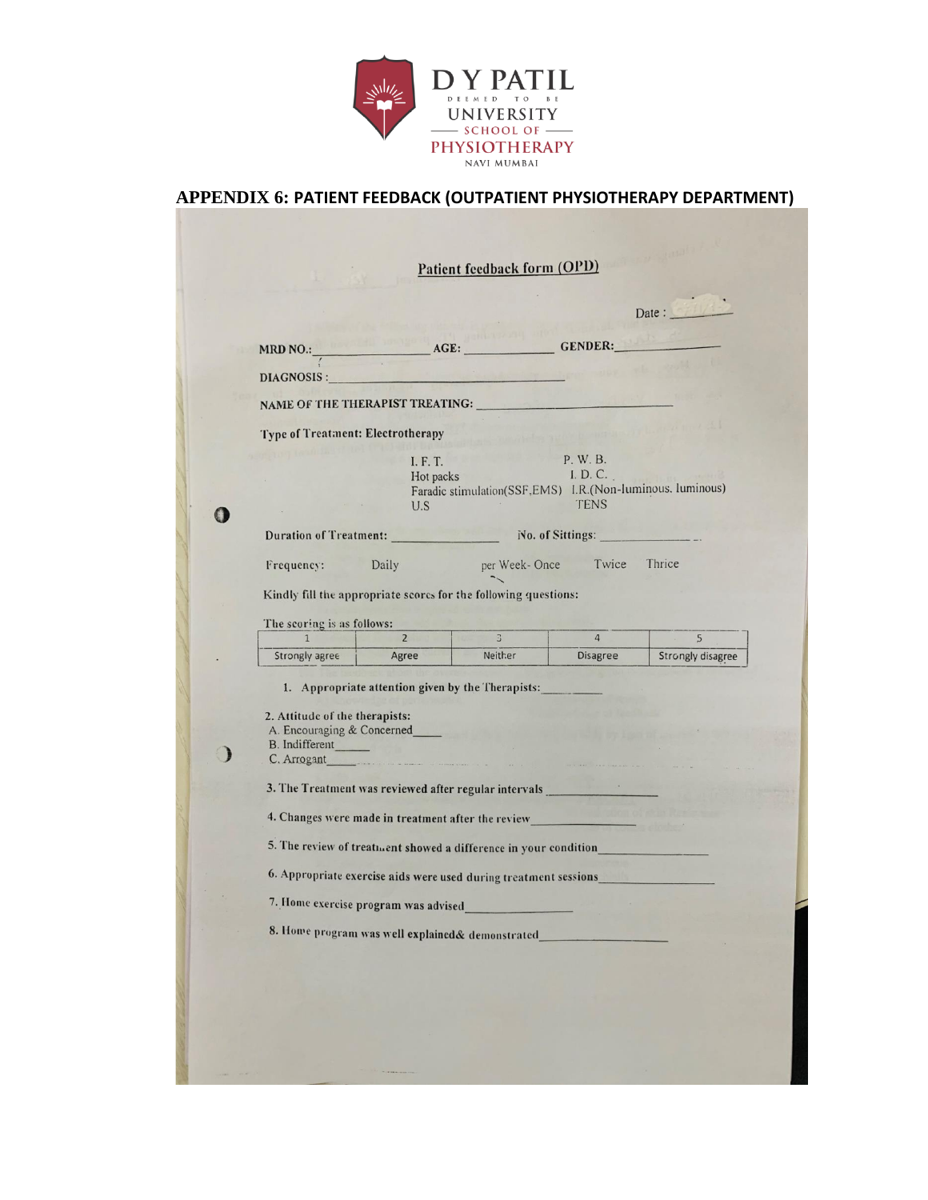D Y PATIL
DEEMED TO BE
UNIVERSITY
SCHOOL OF
PHYSIOTHERAPY
NAVI MUMBAI

## APPENDIX 6: PATIENT FEEDBACK (OUTPATIENT PHYSIOTHERAPY DEPARTMENT)

### Patient feedback form (OPD)

Date : ________

MRD NO.: ______________ AGE: ____________ GENDER: ____________

DIAGNOSIS : ______________________________

NAME OF THE THERAPIST TREATING: ______________________________

Type of Treatment: Electrotherapy

I. F. T. — P. W. B.
Hot packs — I. D. C.
Faradic stimulation(SSF,EMS) — I.R.(Non-luminous. luminous)
U.S — TENS

Duration of Treatment: ______________ No. of Sittings: ______________

Frequency: Daily — per Week- Once — Twice — Thrice

Kindly fill the appropriate scores for the following questions:

The scoring is as follows:

| 1 | 2 | 3 | 4 | 5 |
|---|---|---|---|---|
| Strongly agree | Agree | Neither | Disagree | Strongly disagree |

1. Appropriate attention given by the Therapists: ________

2. Attitude of the therapists:
   A. Encouraging & Concerned____
   B. Indifferent_____
   C. Arrogant_____

3. The Treatment was reviewed after regular intervals ______________

4. Changes were made in treatment after the review______________

5. The review of treatment showed a difference in your condition______________

6. Appropriate exercise aids were used during treatment sessions______________

7. Home exercise program was advised______________

8. Home program was well explained& demonstrated______________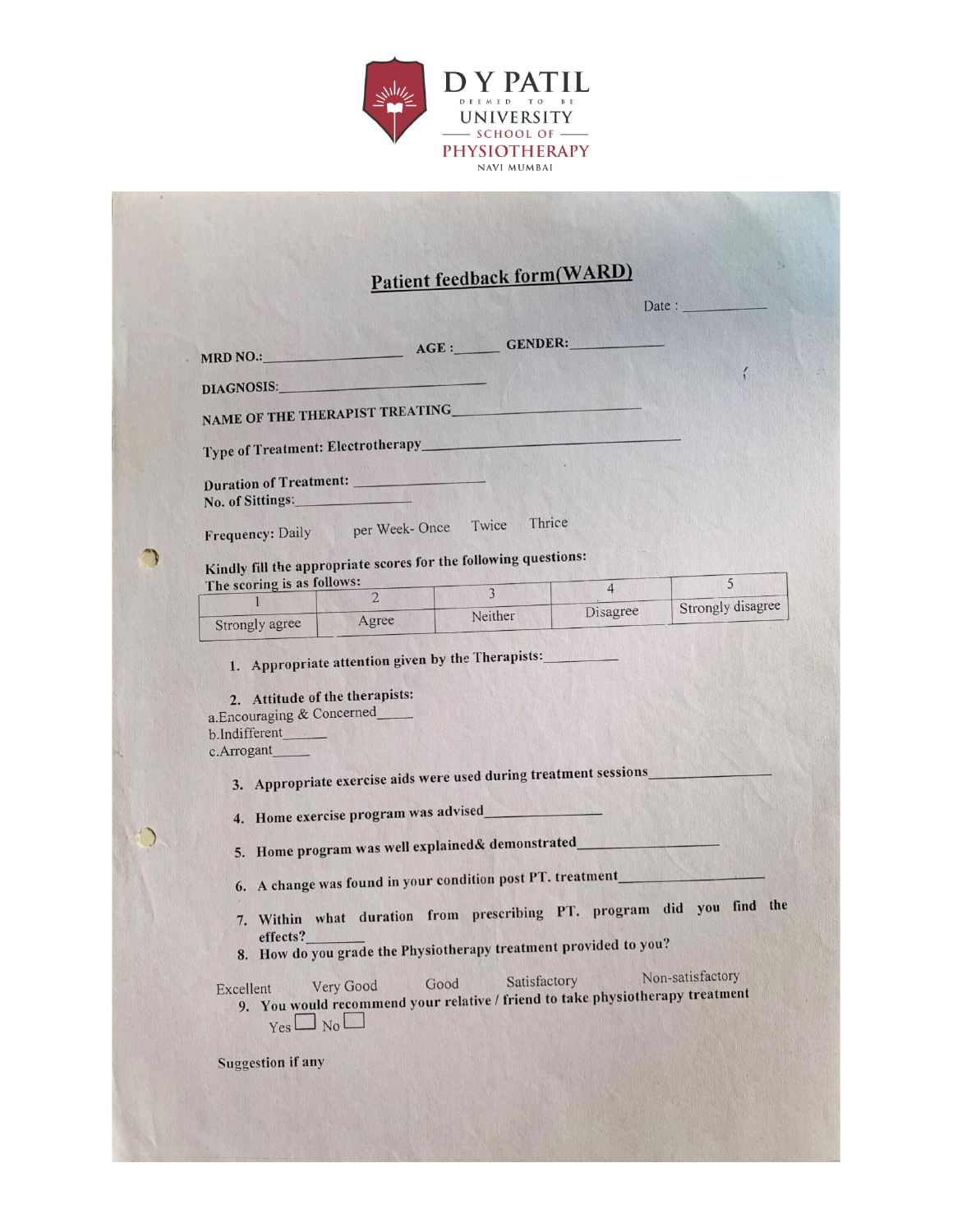D Y PATIL
DEEMED TO BE
UNIVERSITY
SCHOOL OF
PHYSIOTHERAPY
NAVI MUMBAI

# Patient feedback form(WARD)

Date : ___________

**MRD NO.:**__________________ **AGE :**______ **GENDER:**____________

**DIAGNOSIS:**______________________________

**NAME OF THE THERAPIST TREATING**______________________________

**Type of Treatment:** Electrotherapy______________________________

**Duration of Treatment:** ______________

**No. of Sittings:**______________

**Frequency:** Daily per Week- Once Twice Thrice

**Kindly fill the appropriate scores for the following questions:**

**The scoring is as follows:**

| 1 | 2 | 3 | 4 | 5 |
|---|---|---|---|---|
| Strongly agree | Agree | Neither | Disagree | Strongly disagree |

1. **Appropriate attention given by the Therapists:**__________
2. **Attitude of the therapists:**
   a.Encouraging & Concerned_____
   b.Indifferent______
   c.Arrogant_____
3. **Appropriate exercise aids were used during treatment sessions**______________
4. **Home exercise program was advised**______________
5. **Home program was well explained& demonstrated**______________
6. **A change was found in your condition post PT. treatment**______________
7. **Within what duration from prescribing PT. program did you find the effects?**________
8. **How do you grade the Physiotherapy treatment provided to you?**

   Excellent Very Good Good Satisfactory Non-satisfactory
9. **You would recommend your relative / friend to take physiotherapy treatment**

   Yes ☐ No ☐

**Suggestion if any**